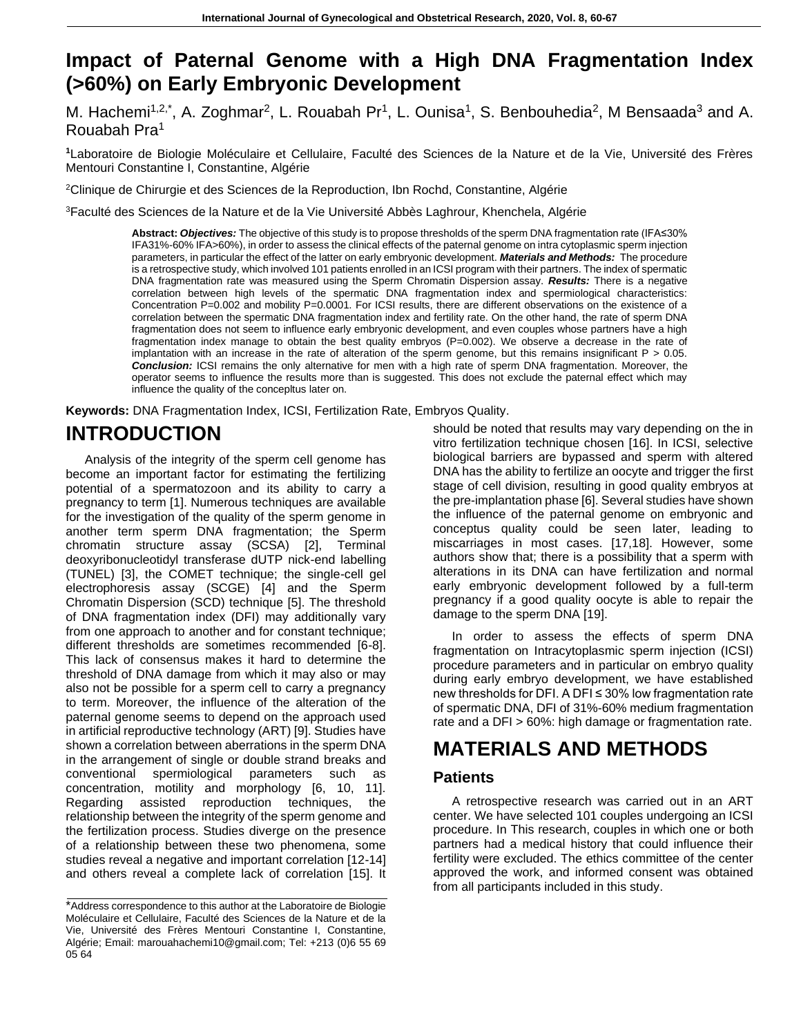# Impact of Paternal Genome with a High DNA Fragmentation Index (>60%) on Early Embryonic Development

M. Hachemi[1,2,*], A. Zoghmar[2], L. Rouabah Pr[1], L. Ounisa[1], S. Benbouhedia[2], M Bensaada[3] and A. Rouabah Pra[1]

[1]Laboratoire de Biologie Moléculaire et Cellulaire, Faculté des Sciences de la Nature et de la Vie, Université des Frères Mentouri Constantine I, Constantine, Algérie

[2]Clinique de Chirurgie et des Sciences de la Reproduction, Ibn Rochd, Constantine, Algérie

[3]Faculté des Sciences de la Nature et de la Vie Université Abbès Laghrour, Khenchela, Algérie

**Abstract:** ***Objectives:*** The objective of this study is to propose thresholds of the sperm DNA fragmentation rate (IFA≤30% IFA31%-60% IFA>60%), in order to assess the clinical effects of the paternal genome on intra cytoplasmic sperm injection parameters, in particular the effect of the latter on early embryonic development. ***Materials and Methods:*** The procedure is a retrospective study, which involved 101 patients enrolled in an ICSI program with their partners. The index of spermatic DNA fragmentation rate was measured using the Sperm Chromatin Dispersion assay. ***Results:*** There is a negative correlation between high levels of the spermatic DNA fragmentation index and spermiological characteristics: Concentration P=0.002 and mobility P=0.0001. For ICSI results, there are different observations on the existence of a correlation between the spermatic DNA fragmentation index and fertility rate. On the other hand, the rate of sperm DNA fragmentation does not seem to influence early embryonic development, and even couples whose partners have a high fragmentation index manage to obtain the best quality embryos (P=0.002). We observe a decrease in the rate of implantation with an increase in the rate of alteration of the sperm genome, but this remains insignificant P > 0.05. ***Conclusion:*** ICSI remains the only alternative for men with a high rate of sperm DNA fragmentation. Moreover, the operator seems to influence the results more than is suggested. This does not exclude the paternal effect which may influence the quality of the concepltus later on.

**Keywords:** DNA Fragmentation Index, ICSI, Fertilization Rate, Embryos Quality.

# INTRODUCTION

Analysis of the integrity of the sperm cell genome has become an important factor for estimating the fertilizing potential of a spermatozoon and its ability to carry a pregnancy to term [1]. Numerous techniques are available for the investigation of the quality of the sperm genome in another term sperm DNA fragmentation; the Sperm chromatin structure assay (SCSA) [2], Terminal deoxyribonucleotidyl transferase dUTP nick-end labelling (TUNEL) [3], the COMET technique; the single-cell gel electrophoresis assay (SCGE) [4] and the Sperm Chromatin Dispersion (SCD) technique [5]. The threshold of DNA fragmentation index (DFI) may additionally vary from one approach to another and for constant technique; different thresholds are sometimes recommended [6-8]. This lack of consensus makes it hard to determine the threshold of DNA damage from which it may also or may also not be possible for a sperm cell to carry a pregnancy to term. Moreover, the influence of the alteration of the paternal genome seems to depend on the approach used in artificial reproductive technology (ART) [9]. Studies have shown a correlation between aberrations in the sperm DNA in the arrangement of single or double strand breaks and conventional spermiological parameters such as concentration, motility and morphology [6, 10, 11]. Regarding assisted reproduction techniques, the relationship between the integrity of the sperm genome and the fertilization process. Studies diverge on the presence of a relationship between these two phenomena, some studies reveal a negative and important correlation [12-14] and others reveal a complete lack of correlation [15]. It should be noted that results may vary depending on the in vitro fertilization technique chosen [16]. In ICSI, selective biological barriers are bypassed and sperm with altered DNA has the ability to fertilize an oocyte and trigger the first stage of cell division, resulting in good quality embryos at the pre-implantation phase [6]. Several studies have shown the influence of the paternal genome on embryonic and conceptus quality could be seen later, leading to miscarriages in most cases. [17,18]. However, some authors show that; there is a possibility that a sperm with alterations in its DNA can have fertilization and normal early embryonic development followed by a full-term pregnancy if a good quality oocyte is able to repair the damage to the sperm DNA [19].

In order to assess the effects of sperm DNA fragmentation on Intracytoplasmic sperm injection (ICSI) procedure parameters and in particular on embryo quality during early embryo development, we have established new thresholds for DFI. A DFI ≤ 30% low fragmentation rate of spermatic DNA, DFI of 31%-60% medium fragmentation rate and a DFI > 60%: high damage or fragmentation rate.

# MATERIALS AND METHODS

## Patients

A retrospective research was carried out in an ART center. We have selected 101 couples undergoing an ICSI procedure. In This research, couples in which one or both partners had a medical history that could influence their fertility were excluded. The ethics committee of the center approved the work, and informed consent was obtained from all participants included in this study.

*Address correspondence to this author at the Laboratoire de Biologie Moléculaire et Cellulaire, Faculté des Sciences de la Nature et de la Vie, Université des Frères Mentouri Constantine I, Constantine, Algérie; Email: marouahachemi10@gmail.com; Tel: +213 (0)6 55 69 05 64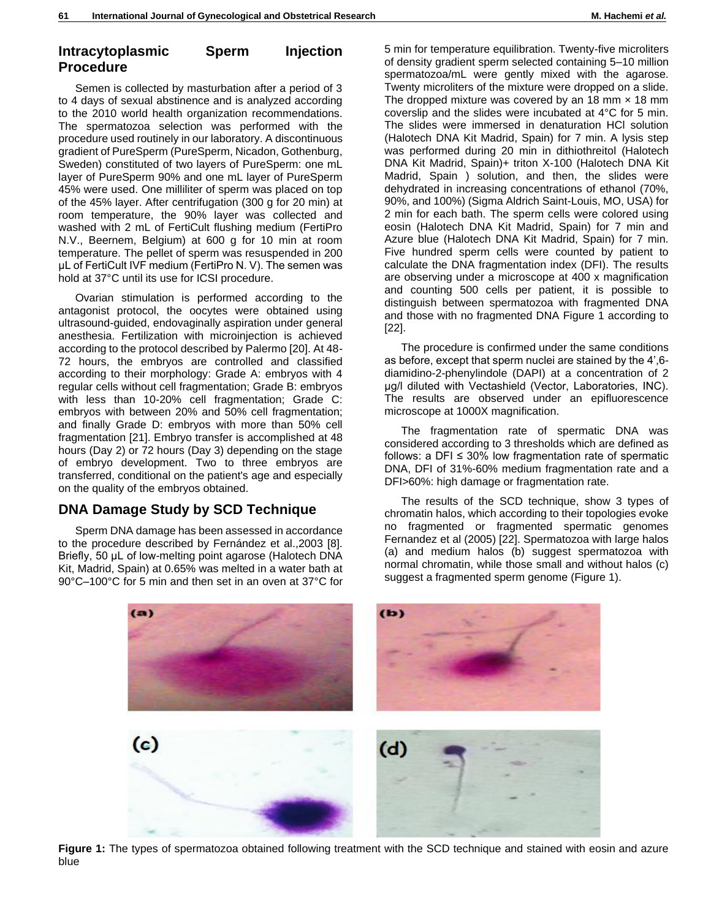## Intracytoplasmic Sperm Injection Procedure

Semen is collected by masturbation after a period of 3 to 4 days of sexual abstinence and is analyzed according to the 2010 world health organization recommendations. The spermatozoa selection was performed with the procedure used routinely in our laboratory. A discontinuous gradient of PureSperm (PureSperm, Nicadon, Gothenburg, Sweden) constituted of two layers of PureSperm: one mL layer of PureSperm 90% and one mL layer of PureSperm 45% were used. One milliliter of sperm was placed on top of the 45% layer. After centrifugation (300 g for 20 min) at room temperature, the 90% layer was collected and washed with 2 mL of FertiCult flushing medium (FertiPro N.V., Beernem, Belgium) at 600 g for 10 min at room temperature. The pellet of sperm was resuspended in 200 µL of FertiCult IVF medium (FertiPro N. V). The semen was hold at 37°C until its use for ICSI procedure.

Ovarian stimulation is performed according to the antagonist protocol, the oocytes were obtained using ultrasound-guided, endovaginally aspiration under general anesthesia. Fertilization with microinjection is achieved according to the protocol described by Palermo [20]. At 48-72 hours, the embryos are controlled and classified according to their morphology: Grade A: embryos with 4 regular cells without cell fragmentation; Grade B: embryos with less than 10-20% cell fragmentation; Grade C: embryos with between 20% and 50% cell fragmentation; and finally Grade D: embryos with more than 50% cell fragmentation [21]. Embryo transfer is accomplished at 48 hours (Day 2) or 72 hours (Day 3) depending on the stage of embryo development. Two to three embryos are transferred, conditional on the patient's age and especially on the quality of the embryos obtained.

## DNA Damage Study by SCD Technique

Sperm DNA damage has been assessed in accordance to the procedure described by Fernández et al.,2003 [8]. Briefly, 50 µL of low-melting point agarose (Halotech DNA Kit, Madrid, Spain) at 0.65% was melted in a water bath at 90°C–100°C for 5 min and then set in an oven at 37°C for 5 min for temperature equilibration. Twenty-five microliters of density gradient sperm selected containing 5–10 million spermatozoa/mL were gently mixed with the agarose. Twenty microliters of the mixture were dropped on a slide. The dropped mixture was covered by an 18 mm × 18 mm coverslip and the slides were incubated at 4°C for 5 min. The slides were immersed in denaturation HCl solution (Halotech DNA Kit Madrid, Spain) for 7 min. A lysis step was performed during 20 min in dithiothreitol (Halotech DNA Kit Madrid, Spain)+ triton X-100 (Halotech DNA Kit Madrid, Spain ) solution, and then, the slides were dehydrated in increasing concentrations of ethanol (70%, 90%, and 100%) (Sigma Aldrich Saint-Louis, MO, USA) for 2 min for each bath. The sperm cells were colored using eosin (Halotech DNA Kit Madrid, Spain) for 7 min and Azure blue (Halotech DNA Kit Madrid, Spain) for 7 min. Five hundred sperm cells were counted by patient to calculate the DNA fragmentation index (DFI). The results are observing under a microscope at 400 x magnification and counting 500 cells per patient, it is possible to distinguish between spermatozoa with fragmented DNA and those with no fragmented DNA Figure 1 according to [22].

The procedure is confirmed under the same conditions as before, except that sperm nuclei are stained by the 4',6-diamidino-2-phenylindole (DAPI) at a concentration of 2 µg/l diluted with Vectashield (Vector, Laboratories, INC). The results are observed under an epifluorescence microscope at 1000X magnification.

The fragmentation rate of spermatic DNA was considered according to 3 thresholds which are defined as follows: a DFI ≤ 30% low fragmentation rate of spermatic DNA, DFI of 31%-60% medium fragmentation rate and a DFI>60%: high damage or fragmentation rate.

The results of the SCD technique, show 3 types of chromatin halos, which according to their topologies evoke no fragmented or fragmented spermatic genomes Fernandez et al (2005) [22]. Spermatozoa with large halos (a) and medium halos (b) suggest spermatozoa with normal chromatin, while those small and without halos (c) suggest a fragmented sperm genome (Figure 1).

**Figure 1:** The types of spermatozoa obtained following treatment with the SCD technique and stained with eosin and azure blue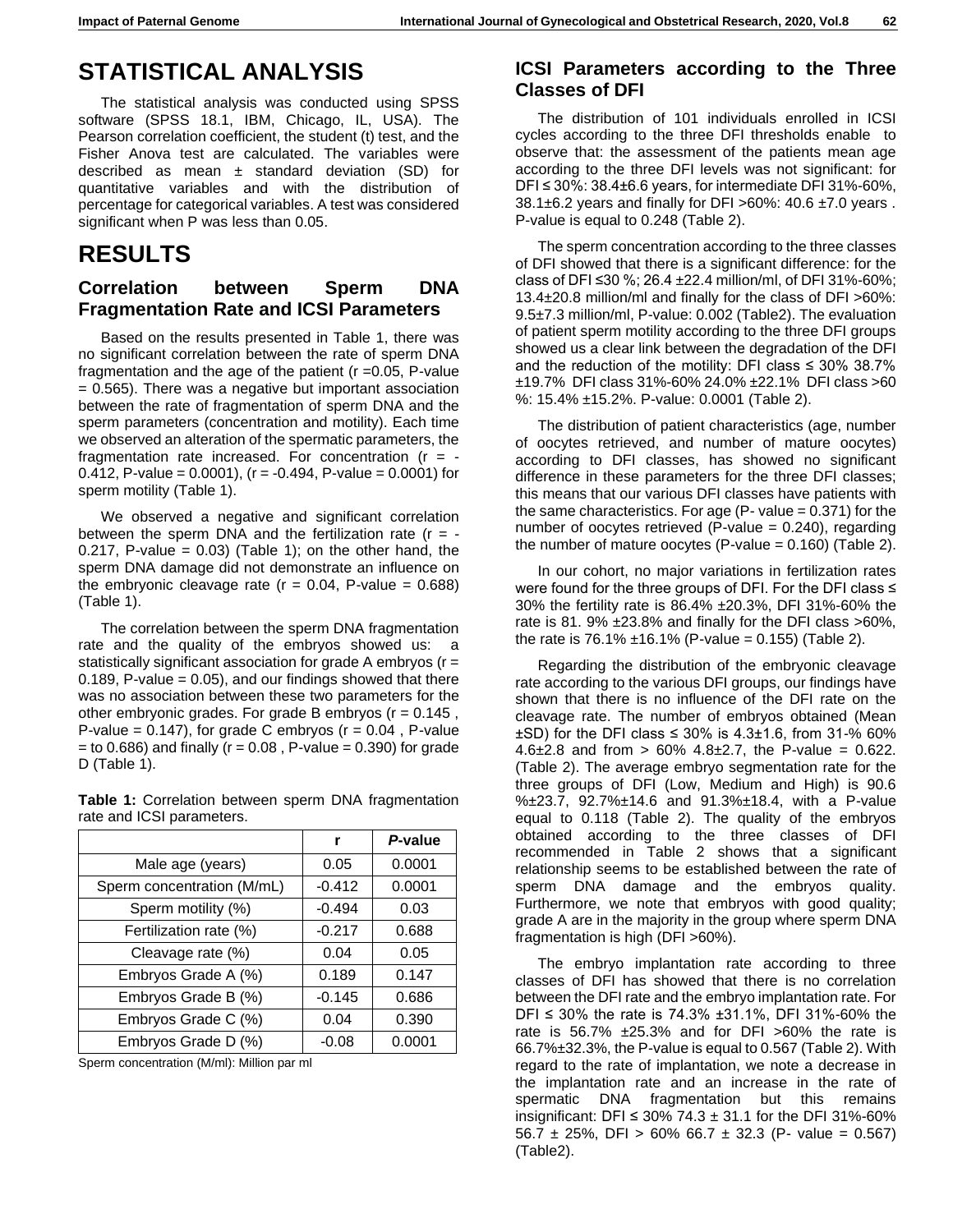# STATISTICAL ANALYSIS

The statistical analysis was conducted using SPSS software (SPSS 18.1, IBM, Chicago, IL, USA). The Pearson correlation coefficient, the student (t) test, and the Fisher Anova test are calculated. The variables were described as mean ± standard deviation (SD) for quantitative variables and with the distribution of percentage for categorical variables. A test was considered significant when P was less than 0.05.

# RESULTS

## Correlation between Sperm DNA Fragmentation Rate and ICSI Parameters

Based on the results presented in Table 1, there was no significant correlation between the rate of sperm DNA fragmentation and the age of the patient (r =0.05, P-value = 0.565). There was a negative but important association between the rate of fragmentation of sperm DNA and the sperm parameters (concentration and motility). Each time we observed an alteration of the spermatic parameters, the fragmentation rate increased. For concentration (r = -0.412, P-value = 0.0001), (r = -0.494, P-value = 0.0001) for sperm motility (Table 1).

We observed a negative and significant correlation between the sperm DNA and the fertilization rate (r = -0.217, P-value = 0.03) (Table 1); on the other hand, the sperm DNA damage did not demonstrate an influence on the embryonic cleavage rate (r = 0.04, P-value = 0.688) (Table 1).

The correlation between the sperm DNA fragmentation rate and the quality of the embryos showed us: a statistically significant association for grade A embryos (r = 0.189, P-value = 0.05), and our findings showed that there was no association between these two parameters for the other embryonic grades. For grade B embryos (r = 0.145 , P-value = 0.147), for grade C embryos (r = 0.04 , P-value = to 0.686) and finally (r = 0.08 , P-value = 0.390) for grade D (Table 1).

**Table 1:** Correlation between sperm DNA fragmentation rate and ICSI parameters.

| | r | *P*-value |
|---|---|---|
| Male age (years) | 0.05 | 0.0001 |
| Sperm concentration (M/mL) | -0.412 | 0.0001 |
| Sperm motility (%) | -0.494 | 0.03 |
| Fertilization rate (%) | -0.217 | 0.688 |
| Cleavage rate (%) | 0.04 | 0.05 |
| Embryos Grade A (%) | 0.189 | 0.147 |
| Embryos Grade B (%) | -0.145 | 0.686 |
| Embryos Grade C (%) | 0.04 | 0.390 |
| Embryos Grade D (%) | -0.08 | 0.0001 |

Sperm concentration (M/ml): Million par ml

## ICSI Parameters according to the Three Classes of DFI

The distribution of 101 individuals enrolled in ICSI cycles according to the three DFI thresholds enable to observe that: the assessment of the patients mean age according to the three DFI levels was not significant: for DFI ≤ 30%: 38.4±6.6 years, for intermediate DFI 31%-60%, 38.1±6.2 years and finally for DFI >60%: 40.6 ±7.0 years . P-value is equal to 0.248 (Table 2).

The sperm concentration according to the three classes of DFI showed that there is a significant difference: for the class of DFI ≤30 %; 26.4 ±22.4 million/ml, of DFI 31%-60%; 13.4±20.8 million/ml and finally for the class of DFI >60%: 9.5±7.3 million/ml, P-value: 0.002 (Table2). The evaluation of patient sperm motility according to the three DFI groups showed us a clear link between the degradation of the DFI and the reduction of the motility: DFI class ≤ 30% 38.7% ±19.7% DFI class 31%-60% 24.0% ±22.1% DFI class >60 %: 15.4% ±15.2%. P-value: 0.0001 (Table 2).

The distribution of patient characteristics (age, number of oocytes retrieved, and number of mature oocytes) according to DFI classes, has showed no significant difference in these parameters for the three DFI classes; this means that our various DFI classes have patients with the same characteristics. For age (P- value = 0.371) for the number of oocytes retrieved (P-value = 0.240), regarding the number of mature oocytes (P-value = 0.160) (Table 2).

In our cohort, no major variations in fertilization rates were found for the three groups of DFI. For the DFI class ≤ 30% the fertility rate is 86.4% ±20.3%, DFI 31%-60% the rate is 81. 9% ±23.8% and finally for the DFI class >60%, the rate is 76.1% ±16.1% (P-value = 0.155) (Table 2).

Regarding the distribution of the embryonic cleavage rate according to the various DFI groups, our findings have shown that there is no influence of the DFI rate on the cleavage rate. The number of embryos obtained (Mean ±SD) for the DFI class ≤ 30% is 4.3±1.6, from 31-% 60% 4.6±2.8 and from > 60% 4.8±2.7, the P-value = 0.622. (Table 2). The average embryo segmentation rate for the three groups of DFI (Low, Medium and High) is 90.6 %±23.7, 92.7%±14.6 and 91.3%±18.4, with a P-value equal to 0.118 (Table 2). The quality of the embryos obtained according to the three classes of DFI recommended in Table 2 shows that a significant relationship seems to be established between the rate of sperm DNA damage and the embryos quality. Furthermore, we note that embryos with good quality; grade A are in the majority in the group where sperm DNA fragmentation is high (DFI >60%).

The embryo implantation rate according to three classes of DFI has showed that there is no correlation between the DFI rate and the embryo implantation rate. For DFI ≤ 30% the rate is 74.3% ±31.1%, DFI 31%-60% the rate is 56.7% ±25.3% and for DFI >60% the rate is 66.7%±32.3%, the P-value is equal to 0.567 (Table 2). With regard to the rate of implantation, we note a decrease in the implantation rate and an increase in the rate of spermatic DNA fragmentation but this remains insignificant: DFI ≤ 30% 74.3 ± 31.1 for the DFI 31%-60% 56.7 ± 25%, DFI > 60% 66.7 ± 32.3 (P- value = 0.567) (Table2).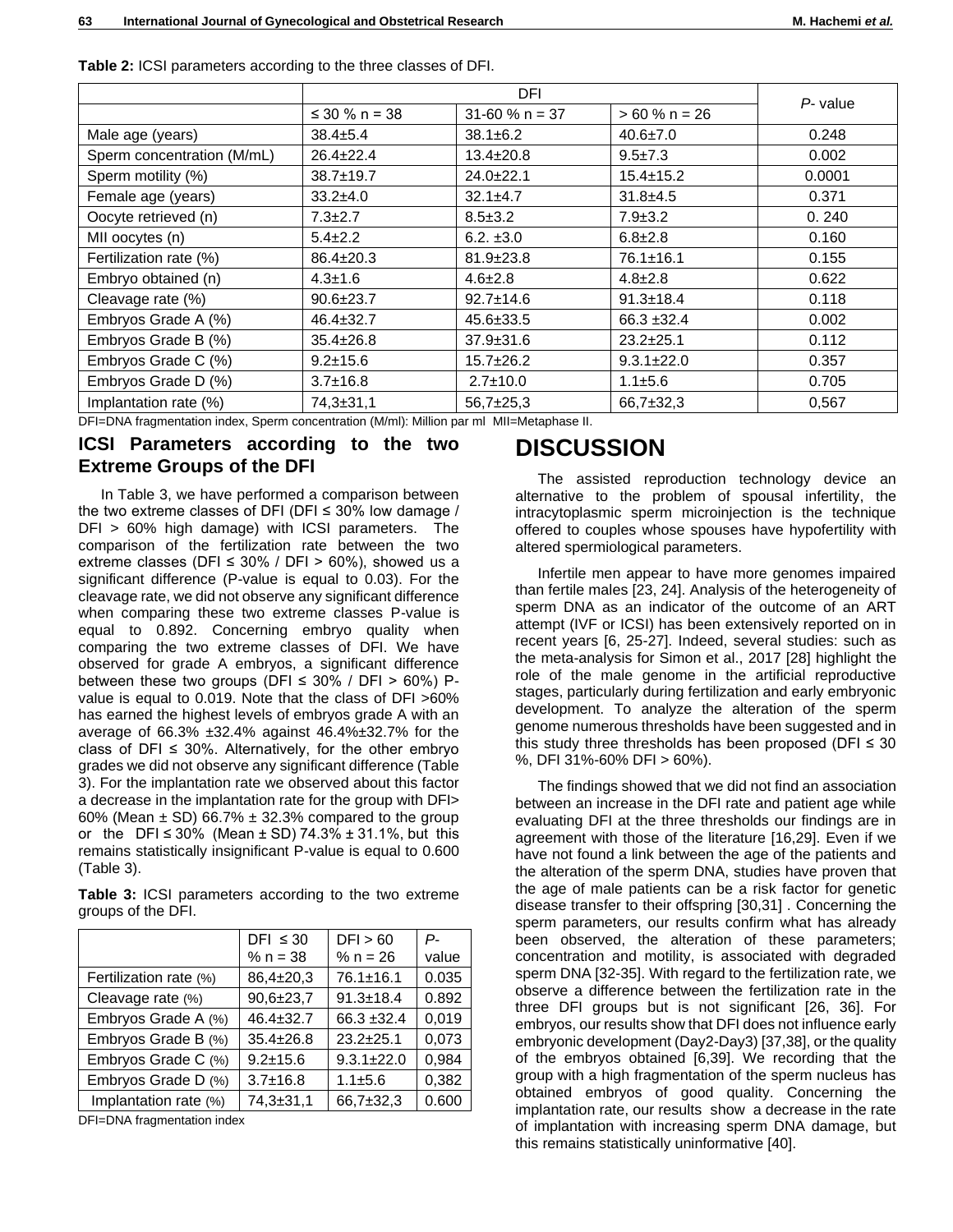**Table 2:** ICSI parameters according to the three classes of DFI.

| | DFI | | | *P*- value |
|---|---|---|---|---|
| | ≤ 30 % n = 38 | 31-60 % n = 37 | > 60 % n = 26 | |
| Male age (years) | 38.4±5.4 | 38.1±6.2 | 40.6±7.0 | 0.248 |
| Sperm concentration (M/mL) | 26.4±22.4 | 13.4±20.8 | 9.5±7.3 | 0.002 |
| Sperm motility (%) | 38.7±19.7 | 24.0±22.1 | 15.4±15.2 | 0.0001 |
| Female age (years) | 33.2±4.0 | 32.1±4.7 | 31.8±4.5 | 0.371 |
| Oocyte retrieved (n) | 7.3±2.7 | 8.5±3.2 | 7.9±3.2 | 0. 240 |
| MII oocytes (n) | 5.4±2.2 | 6.2. ±3.0 | 6.8±2.8 | 0.160 |
| Fertilization rate (%) | 86.4±20.3 | 81.9±23.8 | 76.1±16.1 | 0.155 |
| Embryo obtained (n) | 4.3±1.6 | 4.6±2.8 | 4.8±2.8 | 0.622 |
| Cleavage rate (%) | 90.6±23.7 | 92.7±14.6 | 91.3±18.4 | 0.118 |
| Embryos Grade A (%) | 46.4±32.7 | 45.6±33.5 | 66.3 ±32.4 | 0.002 |
| Embryos Grade B (%) | 35.4±26.8 | 37.9±31.6 | 23.2±25.1 | 0.112 |
| Embryos Grade C (%) | 9.2±15.6 | 15.7±26.2 | 9.3.1±22.0 | 0.357 |
| Embryos Grade D (%) | 3.7±16.8 | 2.7±10.0 | 1.1±5.6 | 0.705 |
| Implantation rate (%) | 74,3±31,1 | 56,7±25,3 | 66,7±32,3 | 0,567 |

DFI=DNA fragmentation index, Sperm concentration (M/ml): Million par ml MII=Metaphase II.

## ICSI Parameters according to the two Extreme Groups of the DFI

In Table 3, we have performed a comparison between the two extreme classes of DFI (DFI ≤ 30% low damage / DFI > 60% high damage) with ICSI parameters. The comparison of the fertilization rate between the two extreme classes (DFI ≤ 30% / DFI > 60%), showed us a significant difference (P-value is equal to 0.03). For the cleavage rate, we did not observe any significant difference when comparing these two extreme classes P-value is equal to 0.892. Concerning embryo quality when comparing the two extreme classes of DFI. We have observed for grade A embryos, a significant difference between these two groups (DFI ≤ 30% / DFI > 60%) P-value is equal to 0.019. Note that the class of DFI >60% has earned the highest levels of embryos grade A with an average of 66.3% ±32.4% against 46.4%±32.7% for the class of DFI ≤ 30%. Alternatively, for the other embryo grades we did not observe any significant difference (Table 3). For the implantation rate we observed about this factor a decrease in the implantation rate for the group with DFI> 60% (Mean ± SD) 66.7% ± 32.3% compared to the group or the DFI ≤ 30% (Mean ± SD) 74.3% ± 31.1%, but this remains statistically insignificant P-value is equal to 0.600 (Table 3).

**Table 3:** ICSI parameters according to the two extreme groups of the DFI.

| | DFI ≤ 30 % n = 38 | DFI > 60 % n = 26 | *P*-value |
|---|---|---|---|
| Fertilization rate (%) | 86,4±20,3 | 76.1±16.1 | 0.035 |
| Cleavage rate (%) | 90,6±23,7 | 91.3±18.4 | 0.892 |
| Embryos Grade A (%) | 46.4±32.7 | 66.3 ±32.4 | 0,019 |
| Embryos Grade B (%) | 35.4±26.8 | 23.2±25.1 | 0,073 |
| Embryos Grade C (%) | 9.2±15.6 | 9.3.1±22.0 | 0,984 |
| Embryos Grade D (%) | 3.7±16.8 | 1.1±5.6 | 0,382 |
| Implantation rate (%) | 74,3±31,1 | 66,7±32,3 | 0.600 |

DFI=DNA fragmentation index

# DISCUSSION

The assisted reproduction technology device an alternative to the problem of spousal infertility, the intracytoplasmic sperm microinjection is the technique offered to couples whose spouses have hypofertility with altered spermiological parameters.

Infertile men appear to have more genomes impaired than fertile males [23, 24]. Analysis of the heterogeneity of sperm DNA as an indicator of the outcome of an ART attempt (IVF or ICSI) has been extensively reported on in recent years [6, 25-27]. Indeed, several studies: such as the meta-analysis for Simon et al., 2017 [28] highlight the role of the male genome in the artificial reproductive stages, particularly during fertilization and early embryonic development. To analyze the alteration of the sperm genome numerous thresholds have been suggested and in this study three thresholds has been proposed (DFI ≤ 30 %, DFI 31%-60% DFI > 60%).

The findings showed that we did not find an association between an increase in the DFI rate and patient age while evaluating DFI at the three thresholds our findings are in agreement with those of the literature [16,29]. Even if we have not found a link between the age of the patients and the alteration of the sperm DNA, studies have proven that the age of male patients can be a risk factor for genetic disease transfer to their offspring [30,31] . Concerning the sperm parameters, our results confirm what has already been observed, the alteration of these parameters; concentration and motility, is associated with degraded sperm DNA [32-35]. With regard to the fertilization rate, we observe a difference between the fertilization rate in the three DFI groups but is not significant [26, 36]. For embryos, our results show that DFI does not influence early embryonic development (Day2-Day3) [37,38], or the quality of the embryos obtained [6,39]. We recording that the group with a high fragmentation of the sperm nucleus has obtained embryos of good quality. Concerning the implantation rate, our results show a decrease in the rate of implantation with increasing sperm DNA damage, but this remains statistically uninformative [40].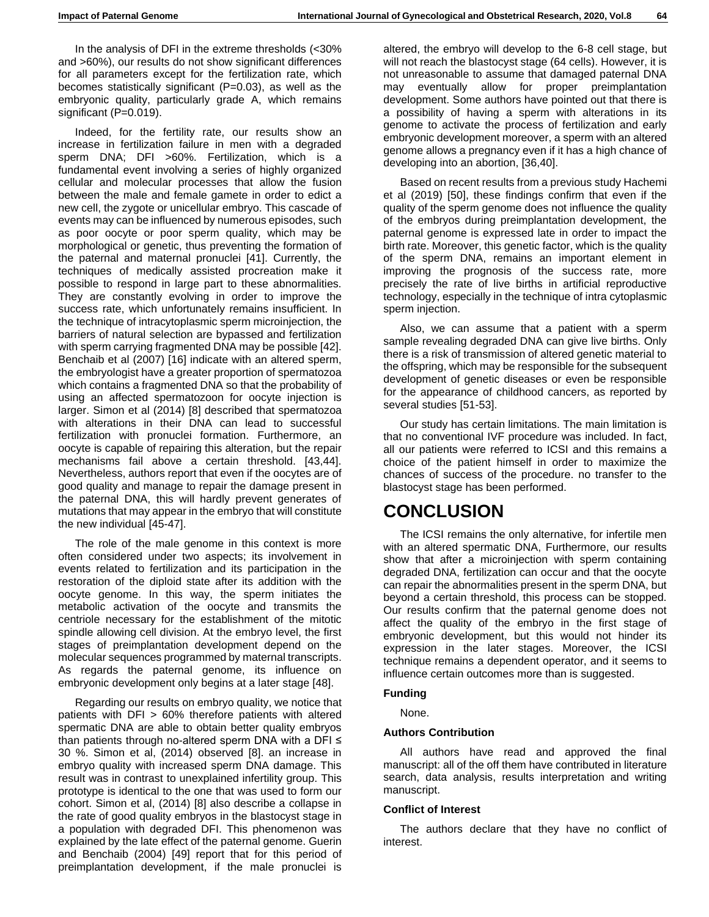In the analysis of DFI in the extreme thresholds (<30% and >60%), our results do not show significant differences for all parameters except for the fertilization rate, which becomes statistically significant (P=0.03), as well as the embryonic quality, particularly grade A, which remains significant (P=0.019).

Indeed, for the fertility rate, our results show an increase in fertilization failure in men with a degraded sperm DNA; DFI >60%. Fertilization, which is a fundamental event involving a series of highly organized cellular and molecular processes that allow the fusion between the male and female gamete in order to edict a new cell, the zygote or unicellular embryo. This cascade of events may can be influenced by numerous episodes, such as poor oocyte or poor sperm quality, which may be morphological or genetic, thus preventing the formation of the paternal and maternal pronuclei [41]. Currently, the techniques of medically assisted procreation make it possible to respond in large part to these abnormalities. They are constantly evolving in order to improve the success rate, which unfortunately remains insufficient. In the technique of intracytoplasmic sperm microinjection, the barriers of natural selection are bypassed and fertilization with sperm carrying fragmented DNA may be possible [42]. Benchaib et al (2007) [16] indicate with an altered sperm, the embryologist have a greater proportion of spermatozoa which contains a fragmented DNA so that the probability of using an affected spermatozoon for oocyte injection is larger. Simon et al (2014) [8] described that spermatozoa with alterations in their DNA can lead to successful fertilization with pronuclei formation. Furthermore, an oocyte is capable of repairing this alteration, but the repair mechanisms fail above a certain threshold. [43,44]. Nevertheless, authors report that even if the oocytes are of good quality and manage to repair the damage present in the paternal DNA, this will hardly prevent generates of mutations that may appear in the embryo that will constitute the new individual [45-47].

The role of the male genome in this context is more often considered under two aspects; its involvement in events related to fertilization and its participation in the restoration of the diploid state after its addition with the oocyte genome. In this way, the sperm initiates the metabolic activation of the oocyte and transmits the centriole necessary for the establishment of the mitotic spindle allowing cell division. At the embryo level, the first stages of preimplantation development depend on the molecular sequences programmed by maternal transcripts. As regards the paternal genome, its influence on embryonic development only begins at a later stage [48].

Regarding our results on embryo quality, we notice that patients with DFI > 60% therefore patients with altered spermatic DNA are able to obtain better quality embryos than patients through no-altered sperm DNA with a DFI ≤ 30 %. Simon et al, (2014) observed [8]. an increase in embryo quality with increased sperm DNA damage. This result was in contrast to unexplained infertility group. This prototype is identical to the one that was used to form our cohort. Simon et al, (2014) [8] also describe a collapse in the rate of good quality embryos in the blastocyst stage in a population with degraded DFI. This phenomenon was explained by the late effect of the paternal genome. Guerin and Benchaib (2004) [49] report that for this period of preimplantation development, if the male pronuclei is altered, the embryo will develop to the 6-8 cell stage, but will not reach the blastocyst stage (64 cells). However, it is not unreasonable to assume that damaged paternal DNA may eventually allow for proper preimplantation development. Some authors have pointed out that there is a possibility of having a sperm with alterations in its genome to activate the process of fertilization and early embryonic development moreover, a sperm with an altered genome allows a pregnancy even if it has a high chance of developing into an abortion, [36,40].

Based on recent results from a previous study Hachemi et al (2019) [50], these findings confirm that even if the quality of the sperm genome does not influence the quality of the embryos during preimplantation development, the paternal genome is expressed late in order to impact the birth rate. Moreover, this genetic factor, which is the quality of the sperm DNA, remains an important element in improving the prognosis of the success rate, more precisely the rate of live births in artificial reproductive technology, especially in the technique of intra cytoplasmic sperm injection.

Also, we can assume that a patient with a sperm sample revealing degraded DNA can give live births. Only there is a risk of transmission of altered genetic material to the offspring, which may be responsible for the subsequent development of genetic diseases or even be responsible for the appearance of childhood cancers, as reported by several studies [51-53].

Our study has certain limitations. The main limitation is that no conventional IVF procedure was included. In fact, all our patients were referred to ICSI and this remains a choice of the patient himself in order to maximize the chances of success of the procedure. no transfer to the blastocyst stage has been performed.

# CONCLUSION

The ICSI remains the only alternative, for infertile men with an altered spermatic DNA, Furthermore, our results show that after a microinjection with sperm containing degraded DNA, fertilization can occur and that the oocyte can repair the abnormalities present in the sperm DNA, but beyond a certain threshold, this process can be stopped. Our results confirm that the paternal genome does not affect the quality of the embryo in the first stage of embryonic development, but this would not hinder its expression in the later stages. Moreover, the ICSI technique remains a dependent operator, and it seems to influence certain outcomes more than is suggested.

### Funding

None.

### Authors Contribution

All authors have read and approved the final manuscript: all of the off them have contributed in literature search, data analysis, results interpretation and writing manuscript.

### Conflict of Interest

The authors declare that they have no conflict of interest.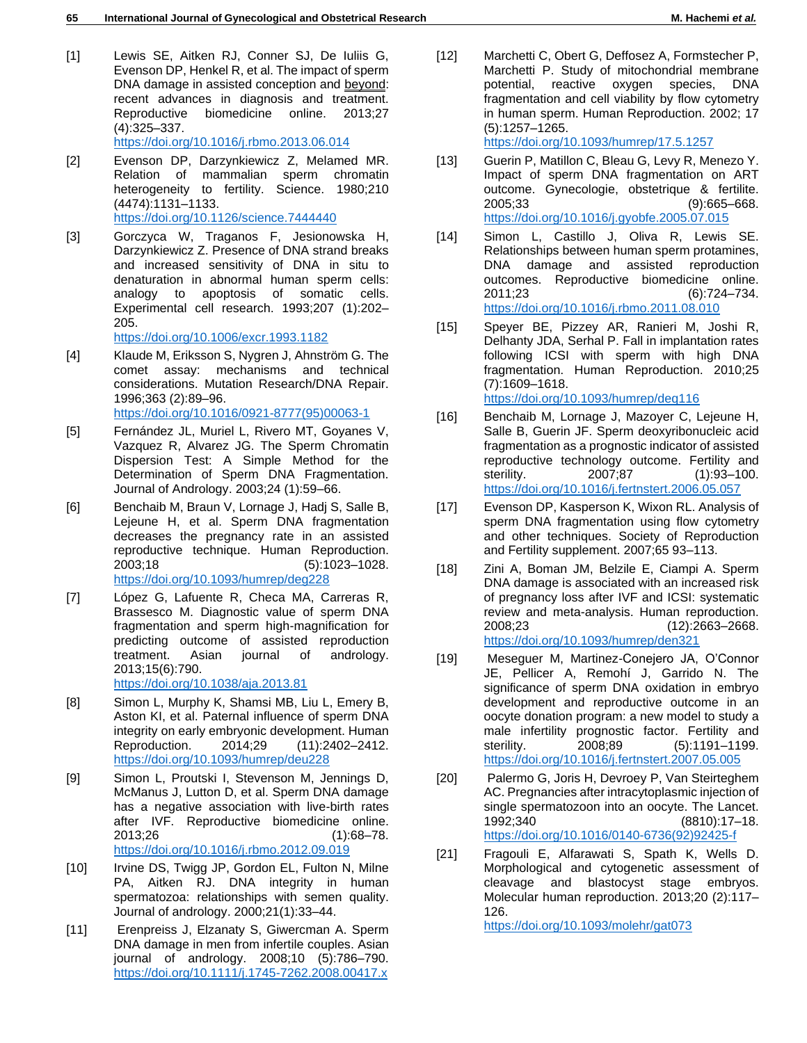[1] Lewis SE, Aitken RJ, Conner SJ, De Iuliis G, Evenson DP, Henkel R, et al. The impact of sperm DNA damage in assisted conception and beyond: recent advances in diagnosis and treatment. Reproductive biomedicine online. 2013;27 (4):325–337. https://doi.org/10.1016/j.rbmo.2013.06.014

[2] Evenson DP, Darzynkiewicz Z, Melamed MR. Relation of mammalian sperm chromatin heterogeneity to fertility. Science. 1980;210 (4474):1131–1133. https://doi.org/10.1126/science.7444440

[3] Gorczyca W, Traganos F, Jesionowska H, Darzynkiewicz Z. Presence of DNA strand breaks and increased sensitivity of DNA in situ to denaturation in abnormal human sperm cells: analogy to apoptosis of somatic cells. Experimental cell research. 1993;207 (1):202–205. https://doi.org/10.1006/excr.1993.1182

[4] Klaude M, Eriksson S, Nygren J, Ahnström G. The comet assay: mechanisms and technical considerations. Mutation Research/DNA Repair. 1996;363 (2):89–96. https://doi.org/10.1016/0921-8777(95)00063-1

[5] Fernández JL, Muriel L, Rivero MT, Goyanes V, Vazquez R, Alvarez JG. The Sperm Chromatin Dispersion Test: A Simple Method for the Determination of Sperm DNA Fragmentation. Journal of Andrology. 2003;24 (1):59–66.

[6] Benchaib M, Braun V, Lornage J, Hadj S, Salle B, Lejeune H, et al. Sperm DNA fragmentation decreases the pregnancy rate in an assisted reproductive technique. Human Reproduction. 2003;18 (5):1023–1028. https://doi.org/10.1093/humrep/deg228

[7] López G, Lafuente R, Checa MA, Carreras R, Brassesco M. Diagnostic value of sperm DNA fragmentation and sperm high-magnification for predicting outcome of assisted reproduction treatment. Asian journal of andrology. 2013;15(6):790. https://doi.org/10.1038/aja.2013.81

[8] Simon L, Murphy K, Shamsi MB, Liu L, Emery B, Aston KI, et al. Paternal influence of sperm DNA integrity on early embryonic development. Human Reproduction. 2014;29 (11):2402–2412. https://doi.org/10.1093/humrep/deu228

[9] Simon L, Proutski I, Stevenson M, Jennings D, McManus J, Lutton D, et al. Sperm DNA damage has a negative association with live-birth rates after IVF. Reproductive biomedicine online. 2013;26 (1):68–78. https://doi.org/10.1016/j.rbmo.2012.09.019

[10] Irvine DS, Twigg JP, Gordon EL, Fulton N, Milne PA, Aitken RJ. DNA integrity in human spermatozoa: relationships with semen quality. Journal of andrology. 2000;21(1):33–44.

[11] Erenpreiss J, Elzanaty S, Giwercman A. Sperm DNA damage in men from infertile couples. Asian journal of andrology. 2008;10 (5):786–790. https://doi.org/10.1111/j.1745-7262.2008.00417.x

[12] Marchetti C, Obert G, Deffosez A, Formstecher P, Marchetti P. Study of mitochondrial membrane potential, reactive oxygen species, DNA fragmentation and cell viability by flow cytometry in human sperm. Human Reproduction. 2002; 17 (5):1257–1265. https://doi.org/10.1093/humrep/17.5.1257

[13] Guerin P, Matillon C, Bleau G, Levy R, Menezo Y. Impact of sperm DNA fragmentation on ART outcome. Gynecologie, obstetrique & fertilite. 2005;33 (9):665–668. https://doi.org/10.1016/j.gyobfe.2005.07.015

[14] Simon L, Castillo J, Oliva R, Lewis SE. Relationships between human sperm protamines, DNA damage and assisted reproduction outcomes. Reproductive biomedicine online. 2011;23 (6):724–734. https://doi.org/10.1016/j.rbmo.2011.08.010

[15] Speyer BE, Pizzey AR, Ranieri M, Joshi R, Delhanty JDA, Serhal P. Fall in implantation rates following ICSI with sperm with high DNA fragmentation. Human Reproduction. 2010;25 (7):1609–1618. https://doi.org/10.1093/humrep/deq116

[16] Benchaib M, Lornage J, Mazoyer C, Lejeune H, Salle B, Guerin JF. Sperm deoxyribonucleic acid fragmentation as a prognostic indicator of assisted reproductive technology outcome. Fertility and sterility. 2007;87 (1):93–100. https://doi.org/10.1016/j.fertnstert.2006.05.057

[17] Evenson DP, Kasperson K, Wixon RL. Analysis of sperm DNA fragmentation using flow cytometry and other techniques. Society of Reproduction and Fertility supplement. 2007;65 93–113.

[18] Zini A, Boman JM, Belzile E, Ciampi A. Sperm DNA damage is associated with an increased risk of pregnancy loss after IVF and ICSI: systematic review and meta-analysis. Human reproduction. 2008;23 (12):2663–2668. https://doi.org/10.1093/humrep/den321

[19] Meseguer M, Martinez-Conejero JA, O'Connor JE, Pellicer A, Remohí J, Garrido N. The significance of sperm DNA oxidation in embryo development and reproductive outcome in an oocyte donation program: a new model to study a male infertility prognostic factor. Fertility and sterility. 2008;89 (5):1191–1199. https://doi.org/10.1016/j.fertnstert.2007.05.005

[20] Palermo G, Joris H, Devroey P, Van Steirteghem AC. Pregnancies after intracytoplasmic injection of single spermatozoon into an oocyte. The Lancet. 1992;340 (8810):17–18. https://doi.org/10.1016/0140-6736(92)92425-f

[21] Fragouli E, Alfarawati S, Spath K, Wells D. Morphological and cytogenetic assessment of cleavage and blastocyst stage embryos. Molecular human reproduction. 2013;20 (2):117–126. https://doi.org/10.1093/molehr/gat073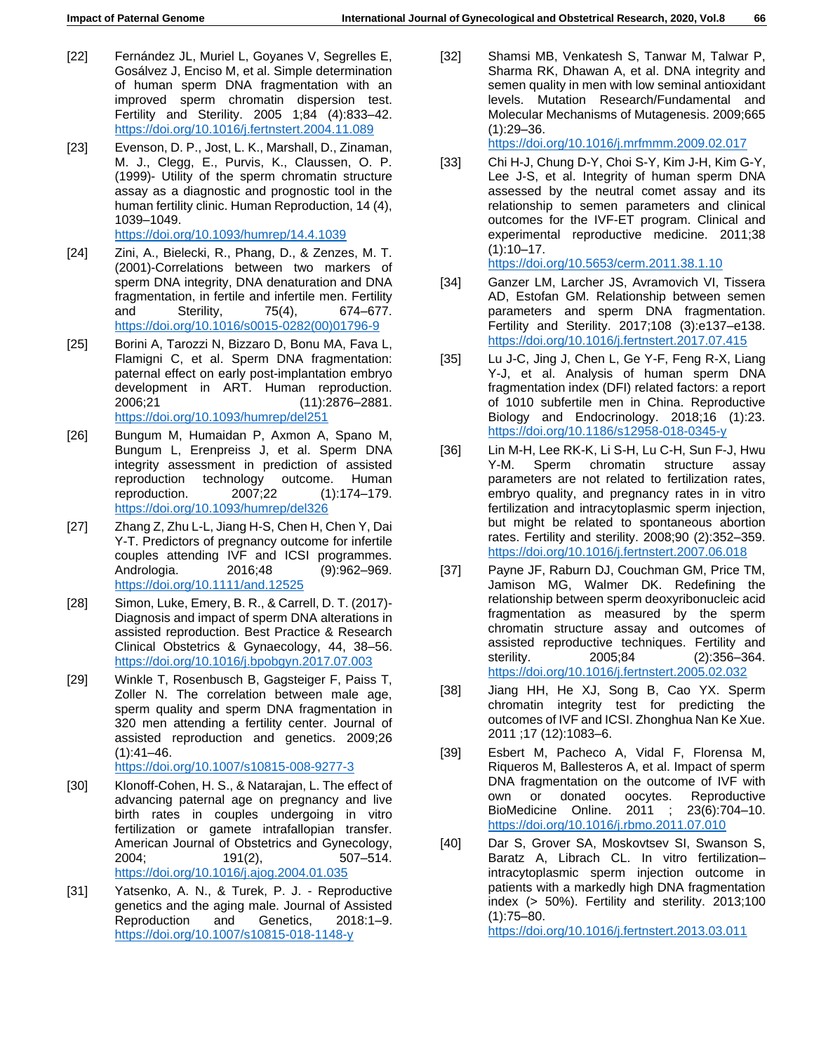[22] Fernández JL, Muriel L, Goyanes V, Segrelles E, Gosálvez J, Enciso M, et al. Simple determination of human sperm DNA fragmentation with an improved sperm chromatin dispersion test. Fertility and Sterility. 2005 1;84 (4):833–42. https://doi.org/10.1016/j.fertnstert.2004.11.089

[23] Evenson, D. P., Jost, L. K., Marshall, D., Zinaman, M. J., Clegg, E., Purvis, K., Claussen, O. P. (1999)- Utility of the sperm chromatin structure assay as a diagnostic and prognostic tool in the human fertility clinic. Human Reproduction, 14 (4), 1039–1049. https://doi.org/10.1093/humrep/14.4.1039

[24] Zini, A., Bielecki, R., Phang, D., & Zenzes, M. T. (2001)-Correlations between two markers of sperm DNA integrity, DNA denaturation and DNA fragmentation, in fertile and infertile men. Fertility and Sterility, 75(4), 674–677. https://doi.org/10.1016/s0015-0282(00)01796-9

[25] Borini A, Tarozzi N, Bizzaro D, Bonu MA, Fava L, Flamigni C, et al. Sperm DNA fragmentation: paternal effect on early post-implantation embryo development in ART. Human reproduction. 2006;21 (11):2876–2881. https://doi.org/10.1093/humrep/del251

[26] Bungum M, Humaidan P, Axmon A, Spano M, Bungum L, Erenpreiss J, et al. Sperm DNA integrity assessment in prediction of assisted reproduction technology outcome. Human reproduction. 2007;22 (1):174–179. https://doi.org/10.1093/humrep/del326

[27] Zhang Z, Zhu L-L, Jiang H-S, Chen H, Chen Y, Dai Y-T. Predictors of pregnancy outcome for infertile couples attending IVF and ICSI programmes. Andrologia. 2016;48 (9):962–969. https://doi.org/10.1111/and.12525

[28] Simon, Luke, Emery, B. R., & Carrell, D. T. (2017)- Diagnosis and impact of sperm DNA alterations in assisted reproduction. Best Practice & Research Clinical Obstetrics & Gynaecology, 44, 38–56. https://doi.org/10.1016/j.bpobgyn.2017.07.003

[29] Winkle T, Rosenbusch B, Gagsteiger F, Paiss T, Zoller N. The correlation between male age, sperm quality and sperm DNA fragmentation in 320 men attending a fertility center. Journal of assisted reproduction and genetics. 2009;26 (1):41–46. https://doi.org/10.1007/s10815-008-9277-3

[30] Klonoff-Cohen, H. S., & Natarajan, L. The effect of advancing paternal age on pregnancy and live birth rates in couples undergoing in vitro fertilization or gamete intrafallopian transfer. American Journal of Obstetrics and Gynecology, 2004; 191(2), 507–514. https://doi.org/10.1016/j.ajog.2004.01.035

[31] Yatsenko, A. N., & Turek, P. J. - Reproductive genetics and the aging male. Journal of Assisted Reproduction and Genetics, 2018:1–9. https://doi.org/10.1007/s10815-018-1148-y

[32] Shamsi MB, Venkatesh S, Tanwar M, Talwar P, Sharma RK, Dhawan A, et al. DNA integrity and semen quality in men with low seminal antioxidant levels. Mutation Research/Fundamental and Molecular Mechanisms of Mutagenesis. 2009;665 (1):29–36. https://doi.org/10.1016/j.mrfmmm.2009.02.017

[33] Chi H-J, Chung D-Y, Choi S-Y, Kim J-H, Kim G-Y, Lee J-S, et al. Integrity of human sperm DNA assessed by the neutral comet assay and its relationship to semen parameters and clinical outcomes for the IVF-ET program. Clinical and experimental reproductive medicine. 2011;38 (1):10–17. https://doi.org/10.5653/cerm.2011.38.1.10

[34] Ganzer LM, Larcher JS, Avramovich VI, Tissera AD, Estofan GM. Relationship between semen parameters and sperm DNA fragmentation. Fertility and Sterility. 2017;108 (3):e137–e138. https://doi.org/10.1016/j.fertnstert.2017.07.415

[35] Lu J-C, Jing J, Chen L, Ge Y-F, Feng R-X, Liang Y-J, et al. Analysis of human sperm DNA fragmentation index (DFI) related factors: a report of 1010 subfertile men in China. Reproductive Biology and Endocrinology. 2018;16 (1):23. https://doi.org/10.1186/s12958-018-0345-y

[36] Lin M-H, Lee RK-K, Li S-H, Lu C-H, Sun F-J, Hwu Y-M. Sperm chromatin structure assay parameters are not related to fertilization rates, embryo quality, and pregnancy rates in in vitro fertilization and intracytoplasmic sperm injection, but might be related to spontaneous abortion rates. Fertility and sterility. 2008;90 (2):352–359. https://doi.org/10.1016/j.fertnstert.2007.06.018

[37] Payne JF, Raburn DJ, Couchman GM, Price TM, Jamison MG, Walmer DK. Redefining the relationship between sperm deoxyribonucleic acid fragmentation as measured by the sperm chromatin structure assay and outcomes of assisted reproductive techniques. Fertility and sterility. 2005;84 (2):356–364. https://doi.org/10.1016/j.fertnstert.2005.02.032

[38] Jiang HH, He XJ, Song B, Cao YX. Sperm chromatin integrity test for predicting the outcomes of IVF and ICSI. Zhonghua Nan Ke Xue. 2011 ;17 (12):1083–6.

[39] Esbert M, Pacheco A, Vidal F, Florensa M, Riqueros M, Ballesteros A, et al. Impact of sperm DNA fragmentation on the outcome of IVF with own or donated oocytes. Reproductive BioMedicine Online. 2011 ; 23(6):704–10. https://doi.org/10.1016/j.rbmo.2011.07.010

[40] Dar S, Grover SA, Moskovtsev SI, Swanson S, Baratz A, Librach CL. In vitro fertilization–intracytoplasmic sperm injection outcome in patients with a markedly high DNA fragmentation index (> 50%). Fertility and sterility. 2013;100 (1):75–80. https://doi.org/10.1016/j.fertnstert.2013.03.011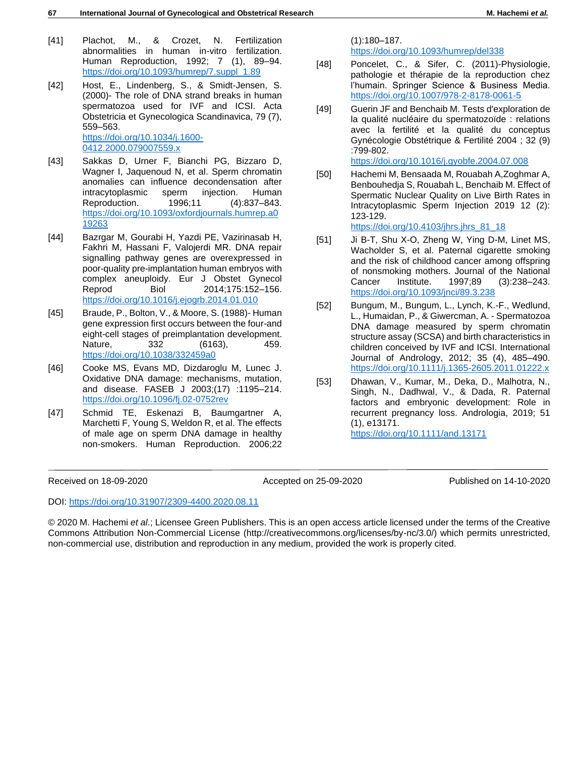[41] Plachot, M., & Crozet, N. Fertilization abnormalities in human in-vitro fertilization. Human Reproduction, 1992; 7 (1), 89–94. https://doi.org/10.1093/humrep/7.suppl_1.89

[42] Host, E., Lindenberg, S., & Smidt-Jensen, S. (2000)- The role of DNA strand breaks in human spermatozoa used for IVF and ICSI. Acta Obstetricia et Gynecologica Scandinavica, 79 (7), 559–563. https://doi.org/10.1034/j.1600-0412.2000.079007559.x

[43] Sakkas D, Urner F, Bianchi PG, Bizzaro D, Wagner I, Jaquenoud N, et al. Sperm chromatin anomalies can influence decondensation after intracytoplasmic sperm injection. Human Reproduction. 1996;11 (4):837–843. https://doi.org/10.1093/oxfordjournals.humrep.a019263

[44] Bazrgar M, Gourabi H, Yazdi PE, Vazirinasab H, Fakhri M, Hassani F, Valojerdi MR. DNA repair signalling pathway genes are overexpressed in poor-quality pre-implantation human embryos with complex aneuploidy. Eur J Obstet Gynecol Reprod Biol 2014;175:152–156. https://doi.org/10.1016/j.ejogrb.2014.01.010

[45] Braude, P., Bolton, V., & Moore, S. (1988)- Human gene expression first occurs between the four-and eight-cell stages of preimplantation development. Nature, 332 (6163), 459. https://doi.org/10.1038/332459a0

[46] Cooke MS, Evans MD, Dizdaroglu M, Lunec J. Oxidative DNA damage: mechanisms, mutation, and disease. FASEB J 2003;(17) :1195–214. https://doi.org/10.1096/fj.02-0752rev

[47] Schmid TE, Eskenazi B, Baumgartner A, Marchetti F, Young S, Weldon R, et al. The effects of male age on sperm DNA damage in healthy non-smokers. Human Reproduction. 2006;22 (1):180–187. https://doi.org/10.1093/humrep/del338

[48] Poncelet, C., & Sifer, C. (2011)-Physiologie, pathologie et thérapie de la reproduction chez l'humain. Springer Science & Business Media. https://doi.org/10.1007/978-2-8178-0061-5

[49] Guerin JF and Benchaib M. Tests d'exploration de la qualité nucléaire du spermatozoïde : relations avec la fertilité et la qualité du conceptus Gynécologie Obstétrique & Fertilité 2004 ; 32 (9) :799-802. https://doi.org/10.1016/j.gyobfe.2004.07.008

[50] Hachemi M, Bensaada M, Rouabah A,Zoghmar A, Benbouhedja S, Rouabah L, Benchaib M. Effect of Spermatic Nuclear Quality on Live Birth Rates in Intracytoplasmic Sperm Injection 2019 12 (2): 123-129. https://doi.org/10.4103/jhrs.jhrs_81_18

[51] Ji B-T, Shu X-O, Zheng W, Ying D-M, Linet MS, Wacholder S, et al. Paternal cigarette smoking and the risk of childhood cancer among offspring of nonsmoking mothers. Journal of the National Cancer Institute. 1997;89 (3):238–243. https://doi.org/10.1093/jnci/89.3.238

[52] Bungum, M., Bungum, L., Lynch, K.-F., Wedlund, L., Humaidan, P., & Giwercman, A. - Spermatozoa DNA damage measured by sperm chromatin structure assay (SCSA) and birth characteristics in children conceived by IVF and ICSI. International Journal of Andrology, 2012; 35 (4), 485–490. https://doi.org/10.1111/j.1365-2605.2011.01222.x

[53] Dhawan, V., Kumar, M., Deka, D., Malhotra, N., Singh, N., Dadhwal, V., & Dada, R. Paternal factors and embryonic development: Role in recurrent pregnancy loss. Andrologia, 2019; 51 (1), e13171. https://doi.org/10.1111/and.13171

---

Received on 18-09-2020 Accepted on 25-09-2020 Published on 14-10-2020

DOI: https://doi.org/10.31907/2309-4400.2020.08.11

© 2020 M. Hachemi *et al*.; Licensee Green Publishers. This is an open access article licensed under the terms of the Creative Commons Attribution Non-Commercial License (http://creativecommons.org/licenses/by-nc/3.0/) which permits unrestricted, non-commercial use, distribution and reproduction in any medium, provided the work is properly cited.